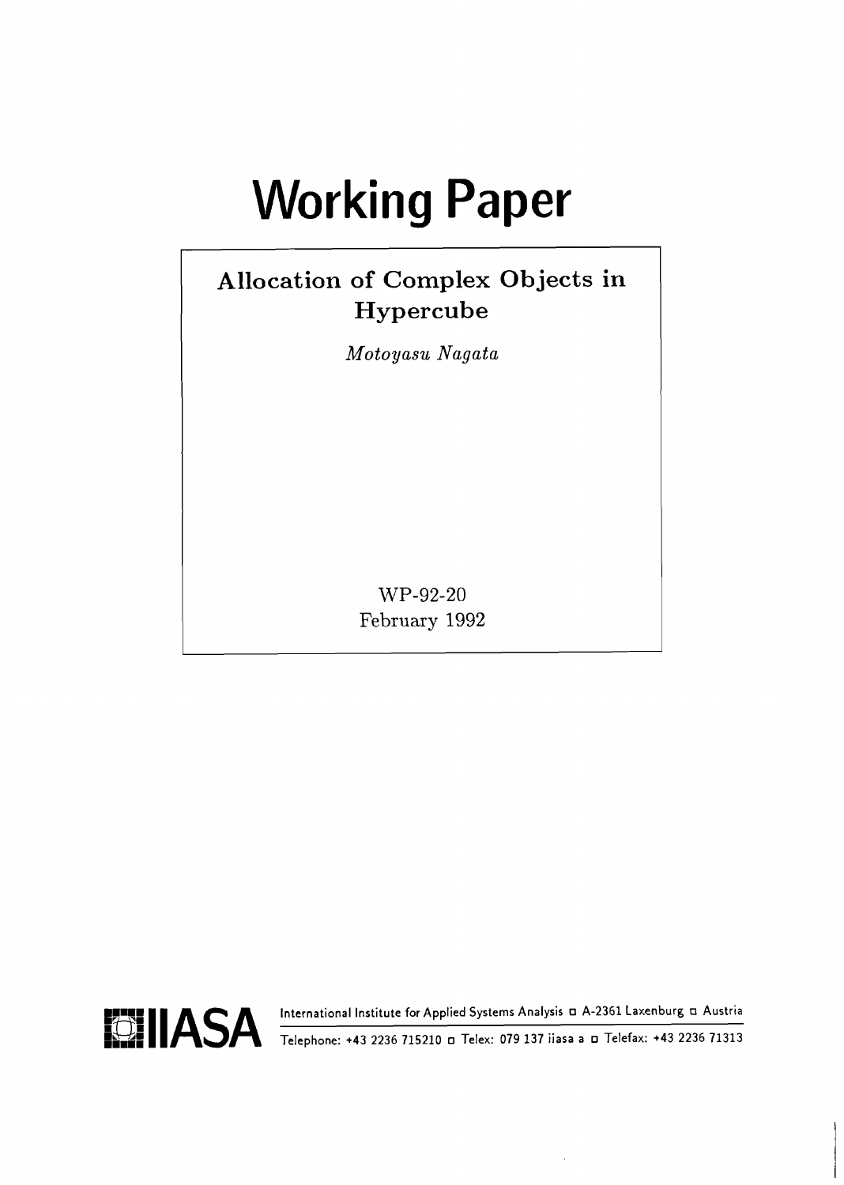# Working Paper

## Allocation of Complex Objects in Hypercube

*Motoyasu Nagata*

WP-92-20
February 1992

IIASA

International Institute for Applied Systems Analysis □ A-2361 Laxenburg □ Austria

Telephone: +43 2236 715210 □ Telex: 079 137 iiasa a □ Telefax: +43 2236 71313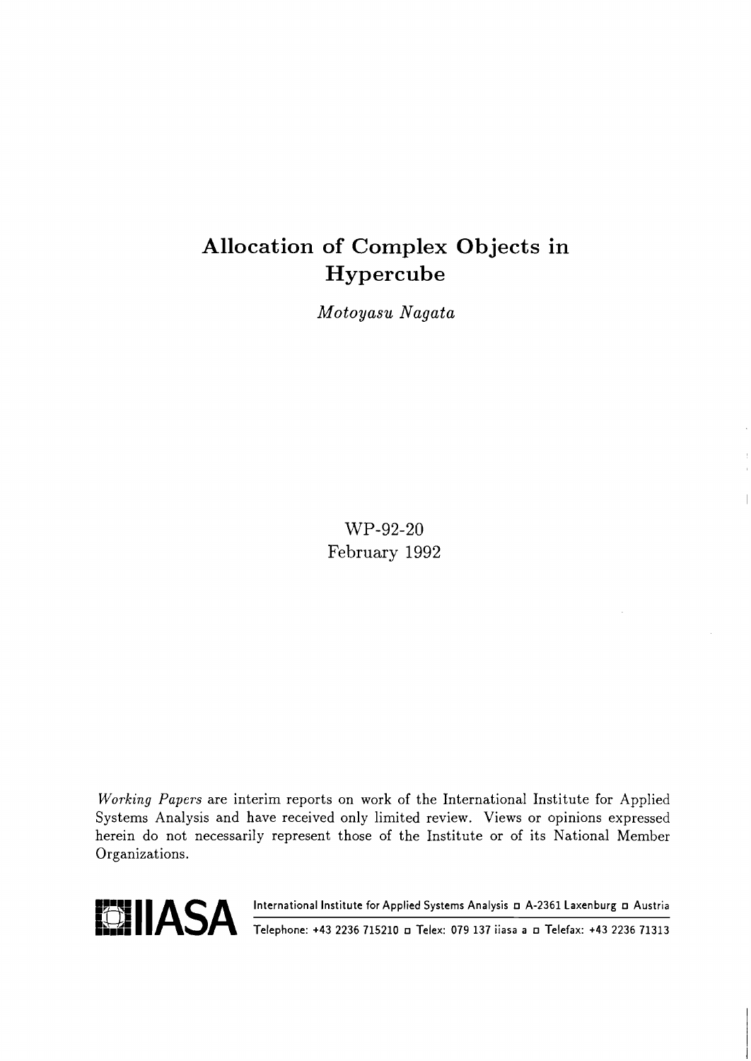# Allocation of Complex Objects in Hypercube

*Motoyasu Nagata*

WP-92-20
February 1992

*Working Papers* are interim reports on work of the International Institute for Applied Systems Analysis and have received only limited review. Views or opinions expressed herein do not necessarily represent those of the Institute or of its National Member Organizations.

IIASA International Institute for Applied Systems Analysis □ A-2361 Laxenburg □ Austria
Telephone: +43 2236 715210 □ Telex: 079 137 iiasa a □ Telefax: +43 2236 71313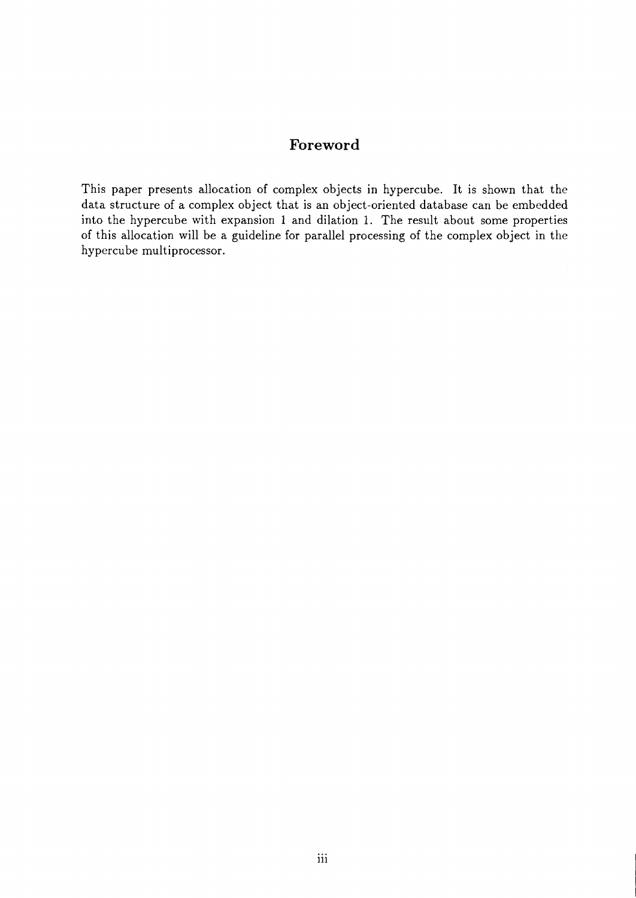## Foreword

This paper presents allocation of complex objects in hypercube. It is shown that the data structure of a complex object that is an object-oriented database can be embedded into the hypercube with expansion 1 and dilation 1. The result about some properties of this allocation will be a guideline for parallel processing of the complex object in the hypercube multiprocessor.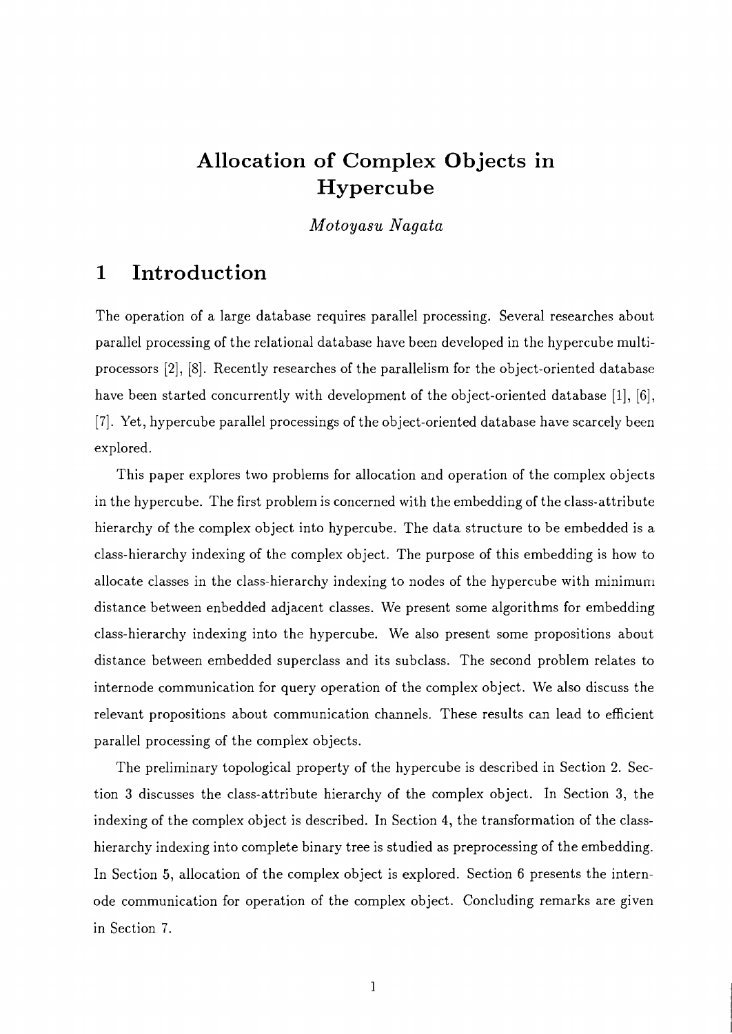# Allocation of Complex Objects in Hypercube

*Motoyasu Nagata*

## 1 Introduction

The operation of a large database requires parallel processing. Several researches about parallel processing of the relational database have been developed in the hypercube multiprocessors [2], [8]. Recently researches of the parallelism for the object-oriented database have been started concurrently with development of the object-oriented database [1], [6], [7]. Yet, hypercube parallel processings of the object-oriented database have scarcely been explored.

This paper explores two problems for allocation and operation of the complex objects in the hypercube. The first problem is concerned with the embedding of the class-attribute hierarchy of the complex object into hypercube. The data structure to be embedded is a class-hierarchy indexing of the complex object. The purpose of this embedding is how to allocate classes in the class-hierarchy indexing to nodes of the hypercube with minimum distance between enbedded adjacent classes. We present some algorithms for embedding class-hierarchy indexing into the hypercube. We also present some propositions about distance between embedded superclass and its subclass. The second problem relates to internode communication for query operation of the complex object. We also discuss the relevant propositions about communication channels. These results can lead to efficient parallel processing of the complex objects.

The preliminary topological property of the hypercube is described in Section 2. Section 3 discusses the class-attribute hierarchy of the complex object. In Section 3, the indexing of the complex object is described. In Section 4, the transformation of the class-hierarchy indexing into complete binary tree is studied as preprocessing of the embedding. In Section 5, allocation of the complex object is explored. Section 6 presents the internode communication for operation of the complex object. Concluding remarks are given in Section 7.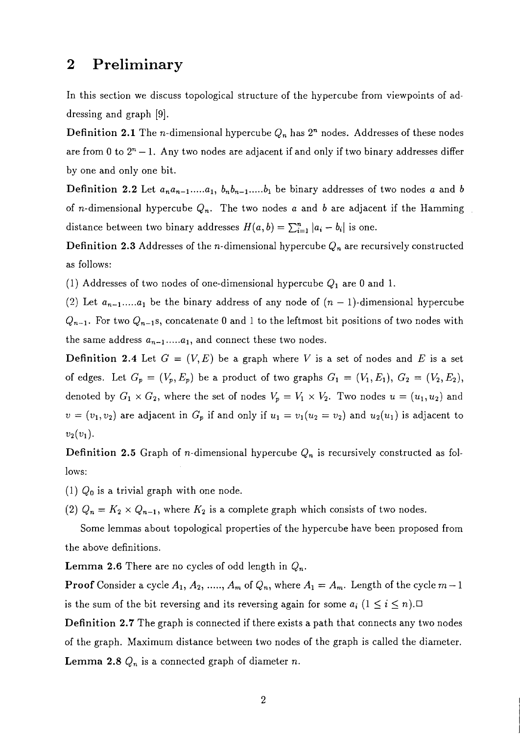## 2 Preliminary

In this section we discuss topological structure of the hypercube from viewpoints of addressing and graph [9].

**Definition 2.1** The $n$-dimensional hypercube $Q_n$ has $2^n$ nodes. Addresses of these nodes are from 0 to $2^n - 1$. Any two nodes are adjacent if and only if two binary addresses differ by one and only one bit.

**Definition 2.2** Let $a_n a_{n-1} \ldots a_1$, $b_n b_{n-1} \ldots b_1$ be binary addresses of two nodes $a$ and $b$ of $n$-dimensional hypercube $Q_n$. The two nodes $a$ and $b$ are adjacent if the Hamming distance between two binary addresses $H(a,b) = \sum_{i=1}^{n} |a_i - b_i|$ is one.

**Definition 2.3** Addresses of the $n$-dimensional hypercube $Q_n$ are recursively constructed as follows:

(1) Addresses of two nodes of one-dimensional hypercube $Q_1$ are 0 and 1.

(2) Let $a_{n-1} \ldots a_1$ be the binary address of any node of $(n-1)$-dimensional hypercube $Q_{n-1}$. For two $Q_{n-1}$s, concatenate 0 and 1 to the leftmost bit positions of two nodes with the same address $a_{n-1} \ldots a_1$, and connect these two nodes.

**Definition 2.4** Let $G = (V, E)$ be a graph where $V$ is a set of nodes and $E$ is a set of edges. Let $G_p = (V_p, E_p)$ be a product of two graphs $G_1 = (V_1, E_1)$, $G_2 = (V_2, E_2)$, denoted by $G_1 \times G_2$, where the set of nodes $V_p = V_1 \times V_2$. Two nodes $u = (u_1, u_2)$ and $v = (v_1, v_2)$ are adjacent in $G_p$ if and only if $u_1 = v_1 (u_2 = v_2)$ and $u_2(u_1)$ is adjacent to $v_2(v_1)$.

**Definition 2.5** Graph of $n$-dimensional hypercube $Q_n$ is recursively constructed as follows:

(1) $Q_0$ is a trivial graph with one node.

(2) $Q_n = K_2 \times Q_{n-1}$, where $K_2$ is a complete graph which consists of two nodes.

Some lemmas about topological properties of the hypercube have been proposed from the above definitions.

**Lemma 2.6** There are no cycles of odd length in $Q_n$.

**Proof** Consider a cycle $A_1, A_2, \ldots, A_m$ of $Q_n$, where $A_1 = A_m$. Length of the cycle $m-1$ is the sum of the bit reversing and its reversing again for some $a_i$ $(1 \leq i \leq n)$.□

**Definition 2.7** The graph is connected if there exists a path that connects any two nodes of the graph. Maximum distance between two nodes of the graph is called the diameter.

**Lemma 2.8** $Q_n$ is a connected graph of diameter $n$.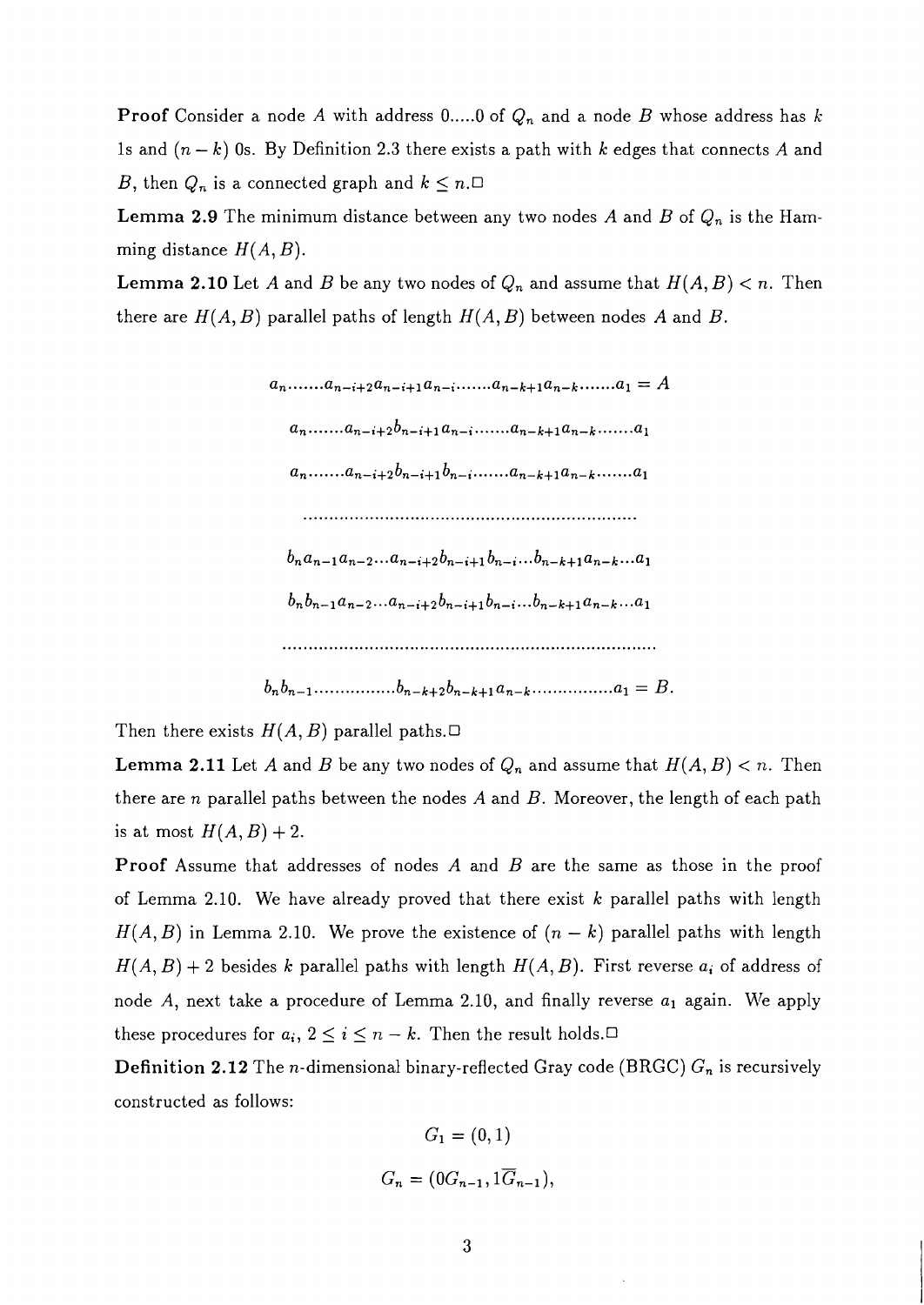**Proof** Consider a node $A$ with address 0.....0 of $Q_n$ and a node $B$ whose address has $k$ 1s and $(n-k)$ 0s. By Definition 2.3 there exists a path with $k$ edges that connects $A$ and $B$, then $Q_n$ is a connected graph and $k \leq n$.□

**Lemma 2.9** The minimum distance between any two nodes $A$ and $B$ of $Q_n$ is the Hamming distance $H(A,B)$.

**Lemma 2.10** Let $A$ and $B$ be any two nodes of $Q_n$ and assume that $H(A,B) < n$. Then there are $H(A,B)$ parallel paths of length $H(A,B)$ between nodes $A$ and $B$.

$$a_n \ldots\ldots a_{n-i+2}a_{n-i+1}a_{n-i} \ldots\ldots a_{n-k+1}a_{n-k} \ldots\ldots a_1 = A$$

$$a_n \ldots\ldots a_{n-i+2}b_{n-i+1}a_{n-i} \ldots\ldots a_{n-k+1}a_{n-k} \ldots\ldots a_1$$

$$a_n \ldots\ldots a_{n-i+2}b_{n-i+1}b_{n-i} \ldots\ldots a_{n-k+1}a_{n-k} \ldots\ldots a_1$$

$$\ldots\ldots\ldots\ldots\ldots\ldots\ldots\ldots\ldots\ldots\ldots\ldots$$

$$b_n a_{n-1}a_{n-2} \ldots a_{n-i+2}b_{n-i+1}b_{n-i} \ldots b_{n-k+1}a_{n-k} \ldots a_1$$

$$b_n b_{n-1}a_{n-2} \ldots a_{n-i+2}b_{n-i+1}b_{n-i} \ldots b_{n-k+1}a_{n-k} \ldots a_1$$

$$\ldots\ldots\ldots\ldots\ldots\ldots\ldots\ldots\ldots\ldots\ldots\ldots$$

$$b_n b_{n-1} \ldots\ldots\ldots\ldots b_{n-k+2}b_{n-k+1}a_{n-k} \ldots\ldots\ldots\ldots a_1 = B.$$

Then there exists $H(A,B)$ parallel paths.□

**Lemma 2.11** Let $A$ and $B$ be any two nodes of $Q_n$ and assume that $H(A,B) < n$. Then there are $n$ parallel paths between the nodes $A$ and $B$. Moreover, the length of each path is at most $H(A,B)+2$.

**Proof** Assume that addresses of nodes $A$ and $B$ are the same as those in the proof of Lemma 2.10. We have already proved that there exist $k$ parallel paths with length $H(A,B)$ in Lemma 2.10. We prove the existence of $(n-k)$ parallel paths with length $H(A,B)+2$ besides $k$ parallel paths with length $H(A,B)$. First reverse $a_i$ of address of node $A$, next take a procedure of Lemma 2.10, and finally reverse $a_1$ again. We apply these procedures for $a_i$, $2 \leq i \leq n-k$. Then the result holds.□

**Definition 2.12** The $n$-dimensional binary-reflected Gray code (BRGC) $G_n$ is recursively constructed as follows:

$$G_1 = (0,1)$$

$$G_n = (0G_{n-1}, 1\overline{G}_{n-1}),$$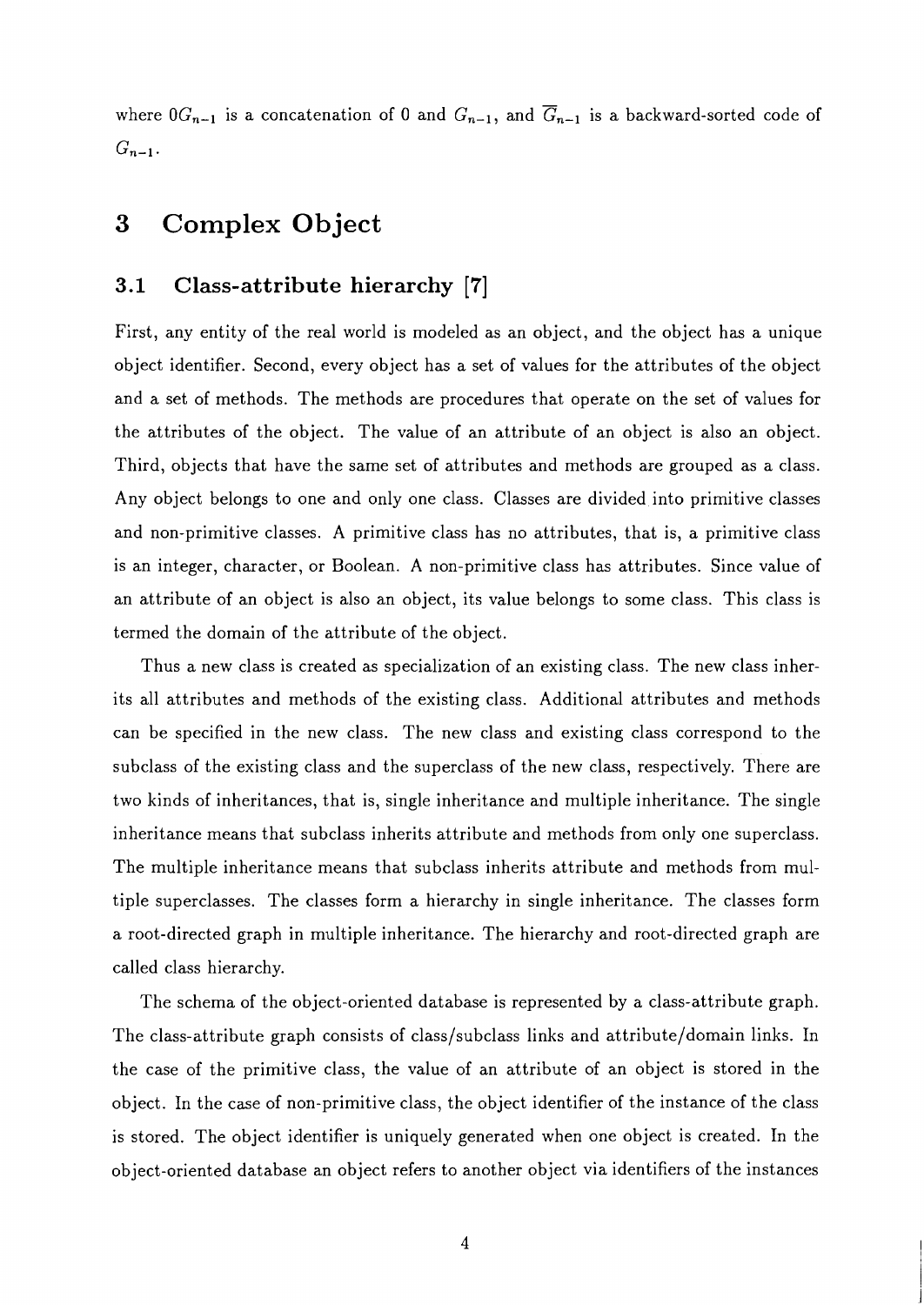where $0G_{n-1}$ is a concatenation of 0 and $G_{n-1}$, and $\overline{G}_{n-1}$ is a backward-sorted code of $G_{n-1}$.

# 3 Complex Object

## 3.1 Class-attribute hierarchy [7]

First, any entity of the real world is modeled as an object, and the object has a unique object identifier. Second, every object has a set of values for the attributes of the object and a set of methods. The methods are procedures that operate on the set of values for the attributes of the object. The value of an attribute of an object is also an object. Third, objects that have the same set of attributes and methods are grouped as a class. Any object belongs to one and only one class. Classes are divided into primitive classes and non-primitive classes. A primitive class has no attributes, that is, a primitive class is an integer, character, or Boolean. A non-primitive class has attributes. Since value of an attribute of an object is also an object, its value belongs to some class. This class is termed the domain of the attribute of the object.

Thus a new class is created as specialization of an existing class. The new class inherits all attributes and methods of the existing class. Additional attributes and methods can be specified in the new class. The new class and existing class correspond to the subclass of the existing class and the superclass of the new class, respectively. There are two kinds of inheritances, that is, single inheritance and multiple inheritance. The single inheritance means that subclass inherits attribute and methods from only one superclass. The multiple inheritance means that subclass inherits attribute and methods from multiple superclasses. The classes form a hierarchy in single inheritance. The classes form a root-directed graph in multiple inheritance. The hierarchy and root-directed graph are called class hierarchy.

The schema of the object-oriented database is represented by a class-attribute graph. The class-attribute graph consists of class/subclass links and attribute/domain links. In the case of the primitive class, the value of an attribute of an object is stored in the object. In the case of non-primitive class, the object identifier of the instance of the class is stored. The object identifier is uniquely generated when one object is created. In the object-oriented database an object refers to another object via identifiers of the instances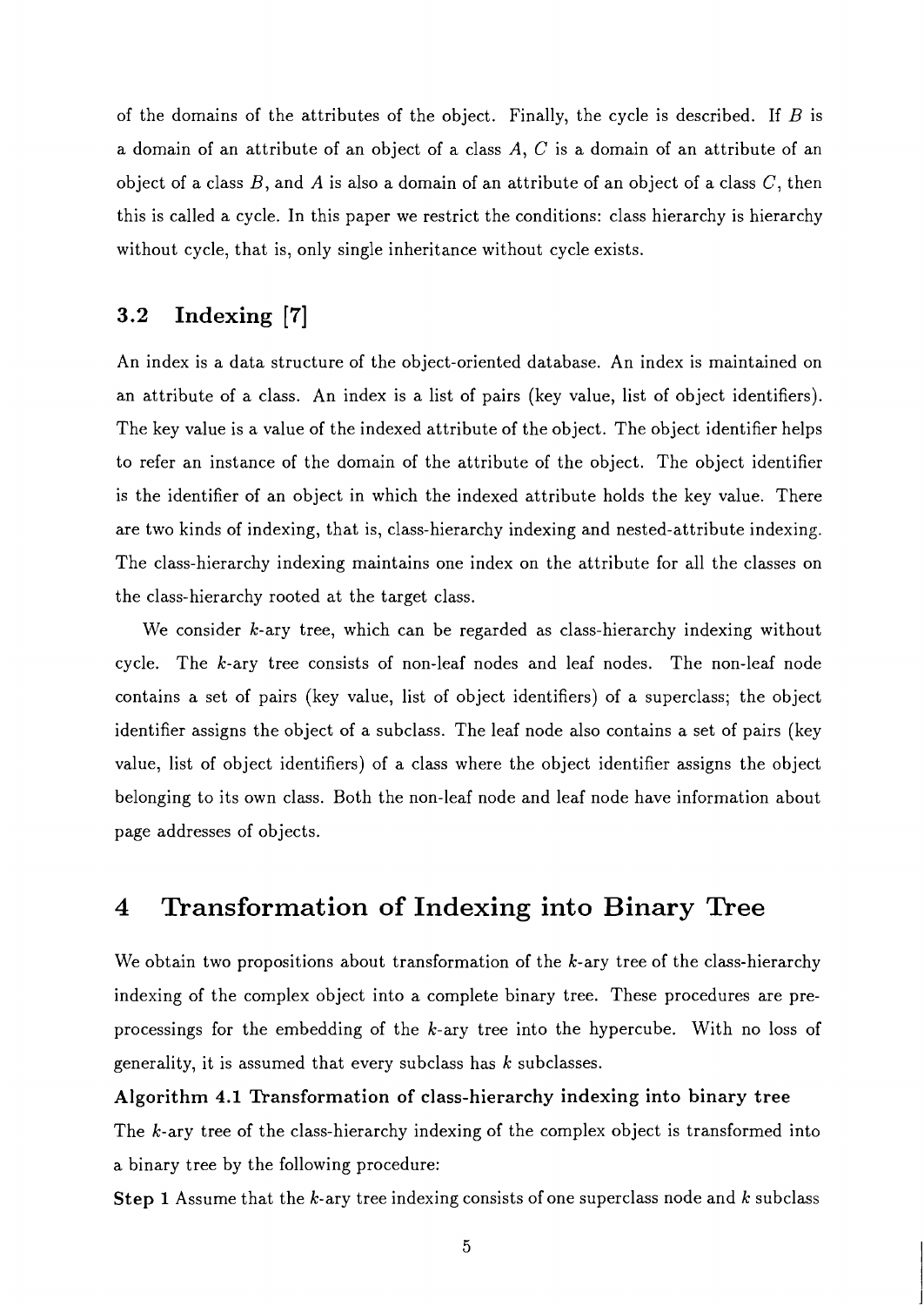of the domains of the attributes of the object. Finally, the cycle is described. If $B$ is a domain of an attribute of an object of a class $A$, $C$ is a domain of an attribute of an object of a class $B$, and $A$ is also a domain of an attribute of an object of a class $C$, then this is called a cycle. In this paper we restrict the conditions: class hierarchy is hierarchy without cycle, that is, only single inheritance without cycle exists.

### 3.2 Indexing [7]

An index is a data structure of the object-oriented database. An index is maintained on an attribute of a class. An index is a list of pairs (key value, list of object identifiers). The key value is a value of the indexed attribute of the object. The object identifier helps to refer an instance of the domain of the attribute of the object. The object identifier is the identifier of an object in which the indexed attribute holds the key value. There are two kinds of indexing, that is, class-hierarchy indexing and nested-attribute indexing. The class-hierarchy indexing maintains one index on the attribute for all the classes on the class-hierarchy rooted at the target class.

We consider $k$-ary tree, which can be regarded as class-hierarchy indexing without cycle. The $k$-ary tree consists of non-leaf nodes and leaf nodes. The non-leaf node contains a set of pairs (key value, list of object identifiers) of a superclass; the object identifier assigns the object of a subclass. The leaf node also contains a set of pairs (key value, list of object identifiers) of a class where the object identifier assigns the object belonging to its own class. Both the non-leaf node and leaf node have information about page addresses of objects.

## 4 Transformation of Indexing into Binary Tree

We obtain two propositions about transformation of the $k$-ary tree of the class-hierarchy indexing of the complex object into a complete binary tree. These procedures are pre-processings for the embedding of the $k$-ary tree into the hypercube. With no loss of generality, it is assumed that every subclass has $k$ subclasses.

**Algorithm 4.1 Transformation of class-hierarchy indexing into binary tree**

The $k$-ary tree of the class-hierarchy indexing of the complex object is transformed into a binary tree by the following procedure:

**Step 1** Assume that the $k$-ary tree indexing consists of one superclass node and $k$ subclass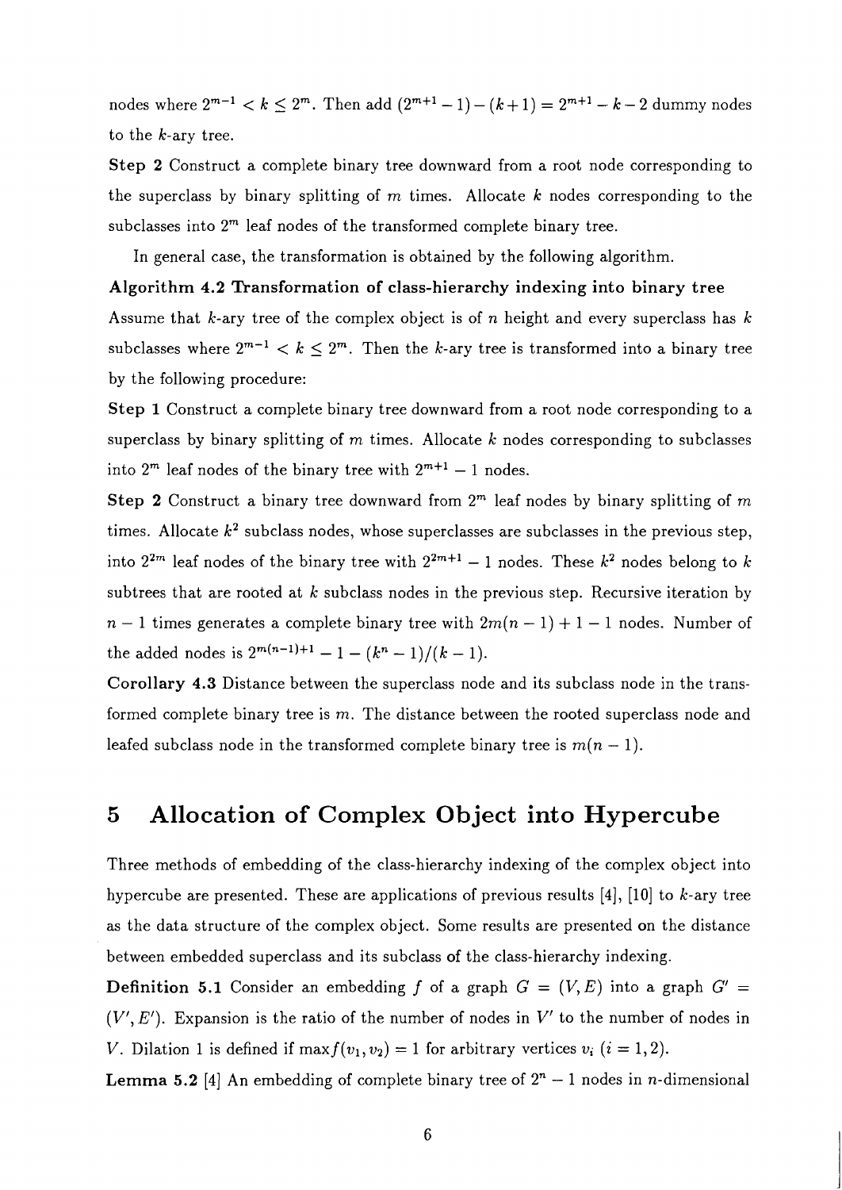nodes where $2^{m-1} < k \leq 2^m$. Then add $(2^{m+1} - 1) - (k+1) = 2^{m+1} - k - 2$ dummy nodes to the $k$-ary tree.

**Step 2** Construct a complete binary tree downward from a root node corresponding to the superclass by binary splitting of $m$ times. Allocate $k$ nodes corresponding to the subclasses into $2^m$ leaf nodes of the transformed complete binary tree.

In general case, the transformation is obtained by the following algorithm.

**Algorithm 4.2 Transformation of class-hierarchy indexing into binary tree**
Assume that $k$-ary tree of the complex object is of $n$ height and every superclass has $k$ subclasses where $2^{m-1} < k \leq 2^m$. Then the $k$-ary tree is transformed into a binary tree by the following procedure:

**Step 1** Construct a complete binary tree downward from a root node corresponding to a superclass by binary splitting of $m$ times. Allocate $k$ nodes corresponding to subclasses into $2^m$ leaf nodes of the binary tree with $2^{m+1} - 1$ nodes.

**Step 2** Construct a binary tree downward from $2^m$ leaf nodes by binary splitting of $m$ times. Allocate $k^2$ subclass nodes, whose superclasses are subclasses in the previous step, into $2^{2m}$ leaf nodes of the binary tree with $2^{2m+1} - 1$ nodes. These $k^2$ nodes belong to $k$ subtrees that are rooted at $k$ subclass nodes in the previous step. Recursive iteration by $n - 1$ times generates a complete binary tree with $2m(n-1) + 1 - 1$ nodes. Number of the added nodes is $2^{m(n-1)+1} - 1 - (k^n - 1)/(k - 1)$.

**Corollary 4.3** Distance between the superclass node and its subclass node in the transformed complete binary tree is $m$. The distance between the rooted superclass node and leafed subclass node in the transformed complete binary tree is $m(n-1)$.

## 5 Allocation of Complex Object into Hypercube

Three methods of embedding of the class-hierarchy indexing of the complex object into hypercube are presented. These are applications of previous results [4], [10] to $k$-ary tree as the data structure of the complex object. Some results are presented on the distance between embedded superclass and its subclass of the class-hierarchy indexing.

**Definition 5.1** Consider an embedding $f$ of a graph $G = (V, E)$ into a graph $G' = (V', E')$. Expansion is the ratio of the number of nodes in $V'$ to the number of nodes in $V$. Dilation 1 is defined if $\max f(v_1, v_2) = 1$ for arbitrary vertices $v_i$ $(i = 1, 2)$.

**Lemma 5.2** [4] An embedding of complete binary tree of $2^n - 1$ nodes in $n$-dimensional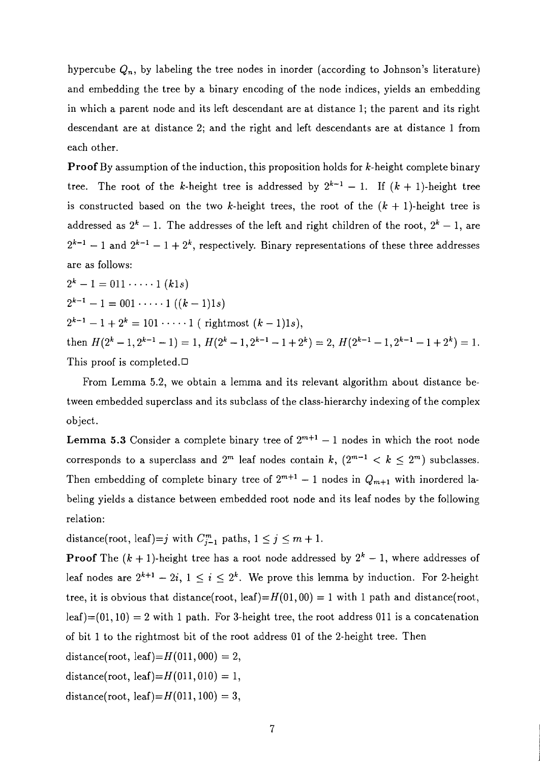hypercube $Q_n$, by labeling the tree nodes in inorder (according to Johnson's literature) and embedding the tree by a binary encoding of the node indices, yields an embedding in which a parent node and its left descendant are at distance 1; the parent and its right descendant are at distance 2; and the right and left descendants are at distance 1 from each other.

**Proof** By assumption of the induction, this proposition holds for $k$-height complete binary tree. The root of the $k$-height tree is addressed by $2^{k-1} - 1$. If $(k+1)$-height tree is constructed based on the two $k$-height trees, the root of the $(k+1)$-height tree is addressed as $2^k - 1$. The addresses of the left and right children of the root, $2^k - 1$, are $2^{k-1} - 1$ and $2^{k-1} - 1 + 2^k$, respectively. Binary representations of these three addresses are as follows:

$2^k - 1 = 011 \cdots\cdots 1 \; (k1s)$

$2^{k-1} - 1 = 001 \cdots\cdots 1 \; ((k-1)1s)$

$2^{k-1} - 1 + 2^k = 101 \cdots\cdots 1$ ( rightmost $(k-1)1s$),

then $H(2^k - 1, 2^{k-1} - 1) = 1$, $H(2^k - 1, 2^{k-1} - 1 + 2^k) = 2$, $H(2^{k-1} - 1, 2^{k-1} - 1 + 2^k) = 1$. This proof is completed.□

From Lemma 5.2, we obtain a lemma and its relevant algorithm about distance between embedded superclass and its subclass of the class-hierarchy indexing of the complex object.

**Lemma 5.3** Consider a complete binary tree of $2^{m+1} - 1$ nodes in which the root node corresponds to a superclass and $2^m$ leaf nodes contain $k$, $(2^{m-1} < k \leq 2^m)$ subclasses. Then embedding of complete binary tree of $2^{m+1} - 1$ nodes in $Q_{m+1}$ with inordered labeling yields a distance between embedded root node and its leaf nodes by the following relation:

distance(root, leaf)$=j$ with $C^m_{j-1}$ paths, $1 \leq j \leq m+1$.

**Proof** The $(k+1)$-height tree has a root node addressed by $2^k - 1$, where addresses of leaf nodes are $2^{k+1} - 2i$, $1 \leq i \leq 2^k$. We prove this lemma by induction. For 2-height tree, it is obvious that distance(root, leaf)$=H(01, 00) = 1$ with 1 path and distance(root, leaf)$=(01, 10) = 2$ with 1 path. For 3-height tree, the root address 011 is a concatenation of bit 1 to the rightmost bit of the root address 01 of the 2-height tree. Then

distance(root, leaf)$=H(011, 000) = 2$,

distance(root, leaf)$=H(011, 010) = 1$,

distance(root, leaf)$=H(011, 100) = 3$,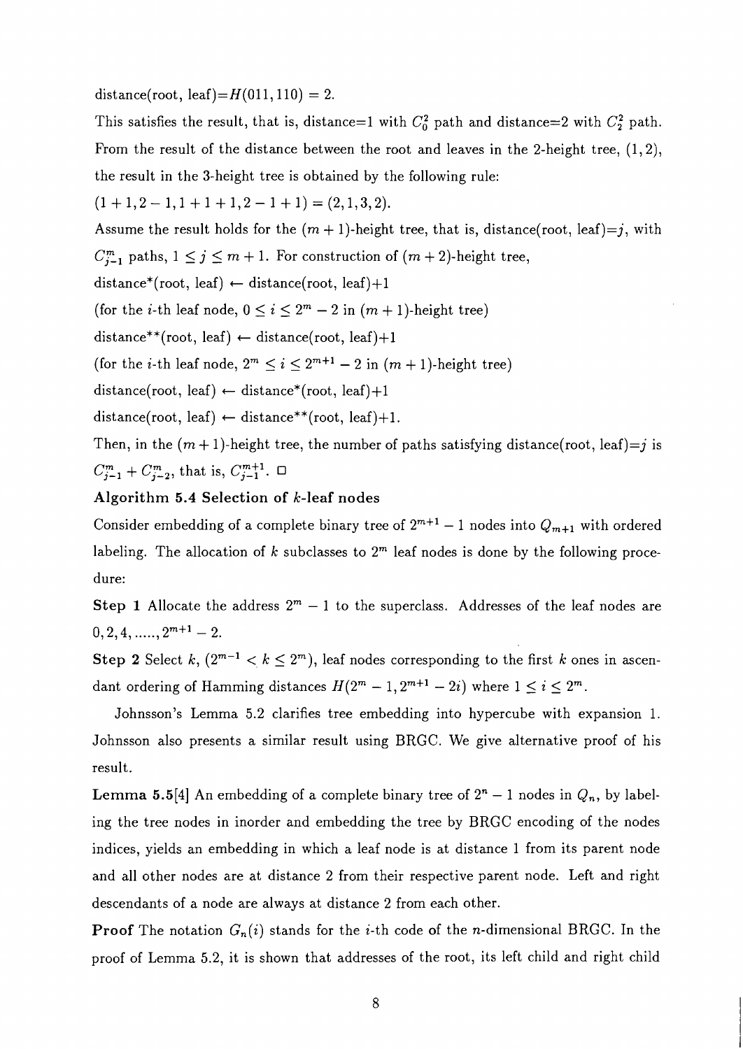distance(root, leaf)=$H(011, 110) = 2$.

This satisfies the result, that is, distance=1 with $C_0^2$ path and distance=2 with $C_2^2$ path. From the result of the distance between the root and leaves in the 2-height tree, $(1, 2)$, the result in the 3-height tree is obtained by the following rule:

$(1 + 1, 2 - 1, 1 + 1 + 1, 2 - 1 + 1) = (2, 1, 3, 2)$.

Assume the result holds for the $(m + 1)$-height tree, that is, distance(root, leaf)=$j$, with $C_{j-1}^m$ paths, $1 \leq j \leq m + 1$. For construction of $(m + 2)$-height tree,

distance*(root, leaf) $\leftarrow$ distance(root, leaf)+1

(for the $i$-th leaf node, $0 \leq i \leq 2^m - 2$ in $(m + 1)$-height tree)

distance**(root, leaf) $\leftarrow$ distance(root, leaf)+1

(for the $i$-th leaf node, $2^m \leq i \leq 2^{m+1} - 2$ in $(m + 1)$-height tree)

distance(root, leaf) $\leftarrow$ distance*(root, leaf)+1

distance(root, leaf) $\leftarrow$ distance**(root, leaf)+1.

Then, in the $(m + 1)$-height tree, the number of paths satisfying distance(root, leaf)=$j$ is $C_{j-1}^m + C_{j-2}^m$, that is, $C_{j-1}^{m+1}$. □

**Algorithm 5.4 Selection of $k$-leaf nodes**

Consider embedding of a complete binary tree of $2^{m+1} - 1$ nodes into $Q_{m+1}$ with ordered labeling. The allocation of $k$ subclasses to $2^m$ leaf nodes is done by the following procedure:

**Step 1** Allocate the address $2^m - 1$ to the superclass. Addresses of the leaf nodes are $0, 2, 4, ....., 2^{m+1} - 2$.

**Step 2** Select $k$, $(2^{m-1} < k \leq 2^m)$, leaf nodes corresponding to the first $k$ ones in ascendant ordering of Hamming distances $H(2^m - 1, 2^{m+1} - 2i)$ where $1 \leq i \leq 2^m$.

Johnsson's Lemma 5.2 clarifies tree embedding into hypercube with expansion 1. Johnsson also presents a similar result using BRGC. We give alternative proof of his result.

**Lemma 5.5**[4] An embedding of a complete binary tree of $2^n - 1$ nodes in $Q_n$, by labeling the tree nodes in inorder and embedding the tree by BRGC encoding of the nodes indices, yields an embedding in which a leaf node is at distance 1 from its parent node and all other nodes are at distance 2 from their respective parent node. Left and right descendants of a node are always at distance 2 from each other.

**Proof** The notation $G_n(i)$ stands for the $i$-th code of the $n$-dimensional BRGC. In the proof of Lemma 5.2, it is shown that addresses of the root, its left child and right child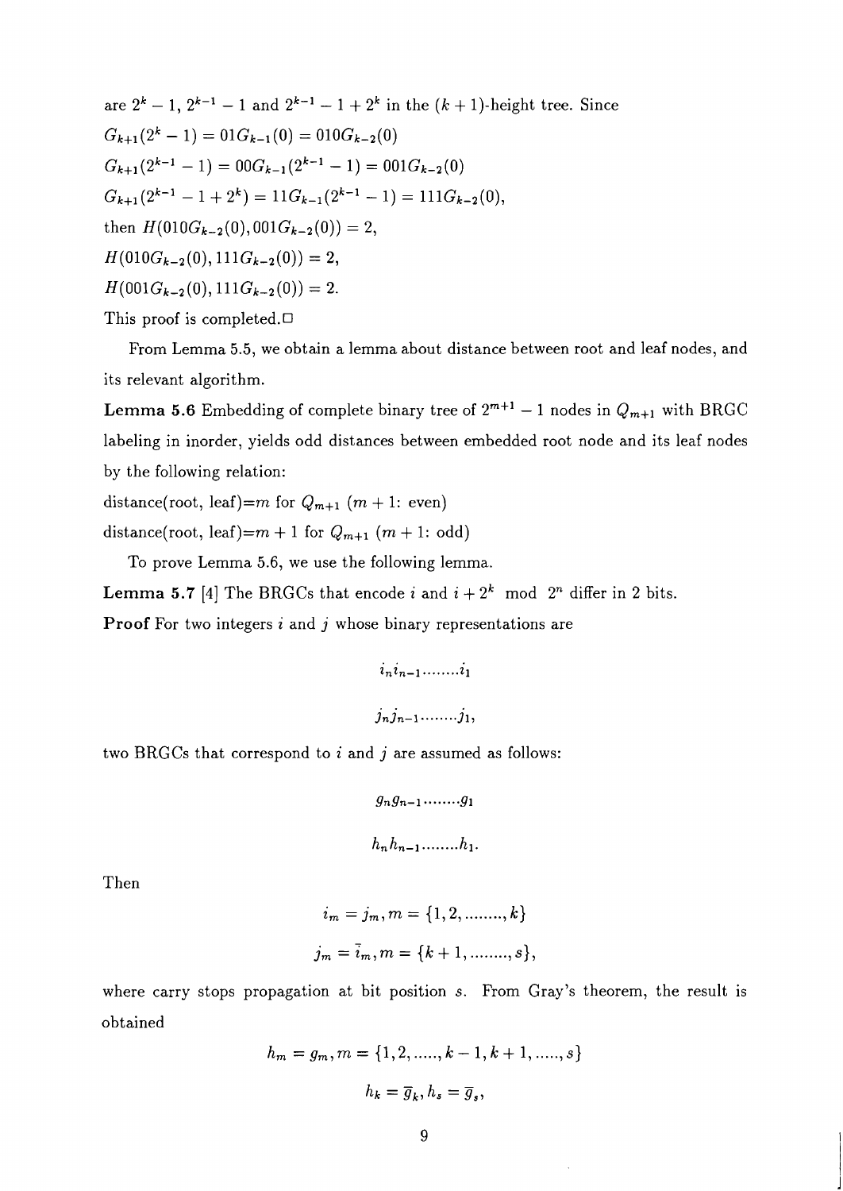are $2^k - 1$, $2^{k-1} - 1$ and $2^{k-1} - 1 + 2^k$ in the $(k+1)$-height tree. Since

$G_{k+1}(2^k - 1) = 01G_{k-1}(0) = 010G_{k-2}(0)$

$G_{k+1}(2^{k-1} - 1) = 00G_{k-1}(2^{k-1} - 1) = 001G_{k-2}(0)$

$G_{k+1}(2^{k-1} - 1 + 2^k) = 11G_{k-1}(2^{k-1} - 1) = 111G_{k-2}(0)$,

then $H(010G_{k-2}(0), 001G_{k-2}(0)) = 2$,

$H(010G_{k-2}(0), 111G_{k-2}(0)) = 2$,

$H(001G_{k-2}(0), 111G_{k-2}(0)) = 2$.

This proof is completed.□

From Lemma 5.5, we obtain a lemma about distance between root and leaf nodes, and its relevant algorithm.

**Lemma 5.6** Embedding of complete binary tree of $2^{m+1} - 1$ nodes in $Q_{m+1}$ with BRGC labeling in inorder, yields odd distances between embedded root node and its leaf nodes by the following relation:

distance(root, leaf)=$m$ for $Q_{m+1}$ ($m+1$: even)

distance(root, leaf)=$m+1$ for $Q_{m+1}$ ($m+1$: odd)

To prove Lemma 5.6, we use the following lemma.

**Lemma 5.7** [4] The BRGCs that encode $i$ and $i + 2^k \mod 2^n$ differ in 2 bits.

**Proof** For two integers $i$ and $j$ whose binary representations are

$$i_n i_{n-1} \ldots\ldots i_1$$

$$j_n j_{n-1} \ldots\ldots j_1,$$

two BRGCs that correspond to $i$ and $j$ are assumed as follows:

$$g_n g_{n-1} \ldots\ldots g_1$$

$$h_n h_{n-1} \ldots\ldots h_1.$$

Then

$$i_m = j_m, m = \{1, 2, \ldots\ldots, k\}$$

$$j_m = \bar{i}_m, m = \{k+1, \ldots\ldots, s\},$$

where carry stops propagation at bit position $s$. From Gray's theorem, the result is obtained

$$h_m = g_m, m = \{1, 2, \ldots.., k-1, k+1, \ldots.., s\}$$

$$h_k = \overline{g}_k, h_s = \overline{g}_s,$$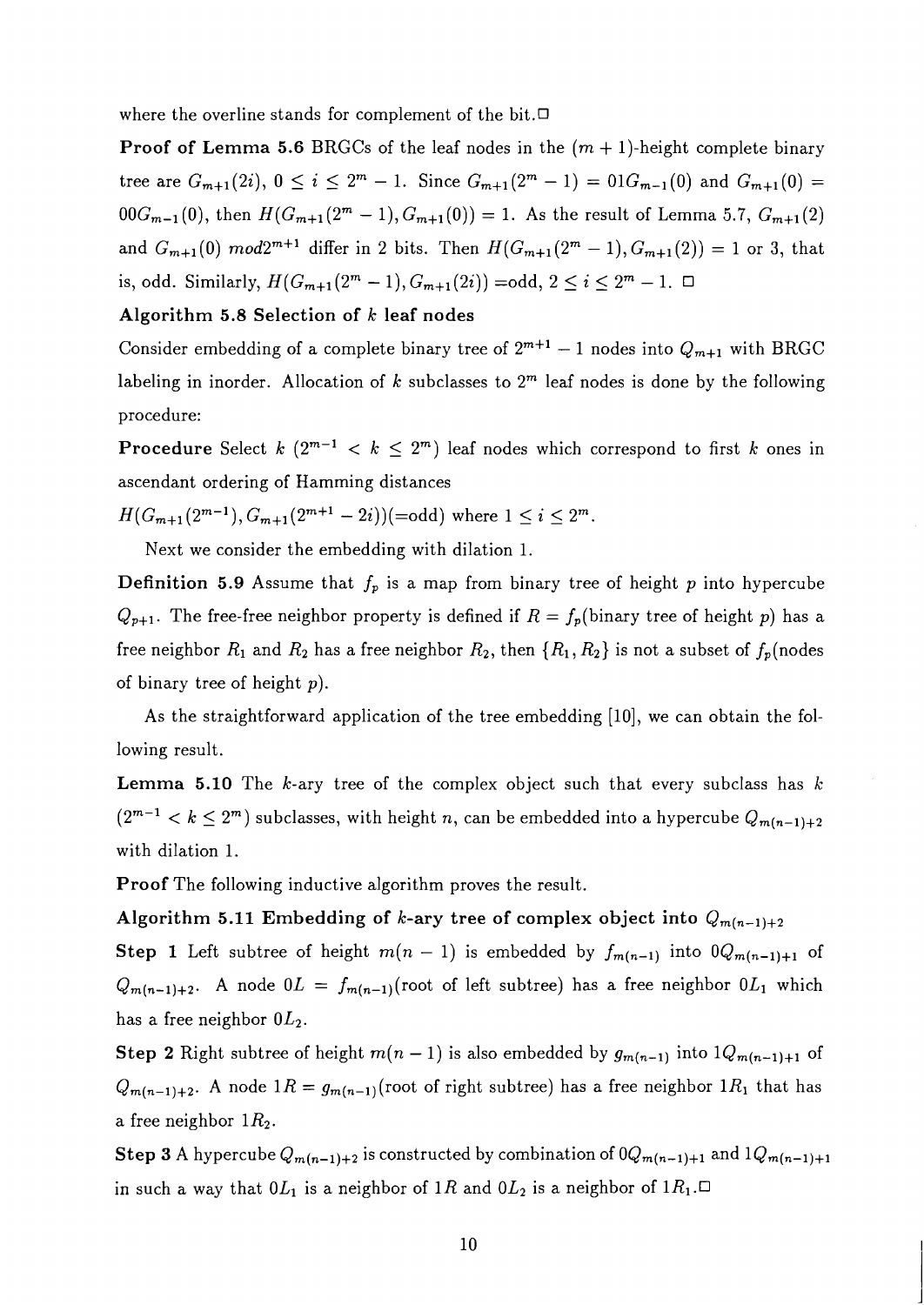where the overline stands for complement of the bit.□

**Proof of Lemma 5.6** BRGCs of the leaf nodes in the $(m+1)$-height complete binary tree are $G_{m+1}(2i)$, $0 \leq i \leq 2^m - 1$. Since $G_{m+1}(2^m - 1) = 01G_{m-1}(0)$ and $G_{m+1}(0) = 00G_{m-1}(0)$, then $H(G_{m+1}(2^m - 1), G_{m+1}(0)) = 1$. As the result of Lemma 5.7, $G_{m+1}(2)$ and $G_{m+1}(0)$ $mod 2^{m+1}$ differ in 2 bits. Then $H(G_{m+1}(2^m - 1), G_{m+1}(2)) = 1$ or 3, that is, odd. Similarly, $H(G_{m+1}(2^m - 1), G_{m+1}(2i))$ =odd, $2 \leq i \leq 2^m - 1$. □

**Algorithm 5.8 Selection of $k$ leaf nodes**

Consider embedding of a complete binary tree of $2^{m+1} - 1$ nodes into $Q_{m+1}$ with BRGC labeling in inorder. Allocation of $k$ subclasses to $2^m$ leaf nodes is done by the following procedure:

**Procedure** Select $k$ $(2^{m-1} < k \leq 2^m)$ leaf nodes which correspond to first $k$ ones in ascendant ordering of Hamming distances

$H(G_{m+1}(2^{m-1}), G_{m+1}(2^{m+1} - 2i))$(=odd) where $1 \leq i \leq 2^m$.

Next we consider the embedding with dilation 1.

**Definition 5.9** Assume that $f_p$ is a map from binary tree of height $p$ into hypercube $Q_{p+1}$. The free-free neighbor property is defined if $R = f_p$(binary tree of height $p$) has a free neighbor $R_1$ and $R_2$ has a free neighbor $R_2$, then $\{R_1, R_2\}$ is not a subset of $f_p$(nodes of binary tree of height $p$).

As the straightforward application of the tree embedding [10], we can obtain the following result.

**Lemma 5.10** The $k$-ary tree of the complex object such that every subclass has $k$ $(2^{m-1} < k \leq 2^m)$ subclasses, with height $n$, can be embedded into a hypercube $Q_{m(n-1)+2}$ with dilation 1.

**Proof** The following inductive algorithm proves the result.

**Algorithm 5.11 Embedding of $k$-ary tree of complex object into $Q_{m(n-1)+2}$**

**Step 1** Left subtree of height $m(n-1)$ is embedded by $f_{m(n-1)}$ into $0Q_{m(n-1)+1}$ of $Q_{m(n-1)+2}$. A node $0L = f_{m(n-1)}$(root of left subtree) has a free neighbor $0L_1$ which has a free neighbor $0L_2$.

**Step 2** Right subtree of height $m(n-1)$ is also embedded by $g_{m(n-1)}$ into $1Q_{m(n-1)+1}$ of $Q_{m(n-1)+2}$. A node $1R = g_{m(n-1)}$(root of right subtree) has a free neighbor $1R_1$ that has a free neighbor $1R_2$.

**Step 3** A hypercube $Q_{m(n-1)+2}$ is constructed by combination of $0Q_{m(n-1)+1}$ and $1Q_{m(n-1)+1}$ in such a way that $0L_1$ is a neighbor of $1R$ and $0L_2$ is a neighbor of $1R_1$.□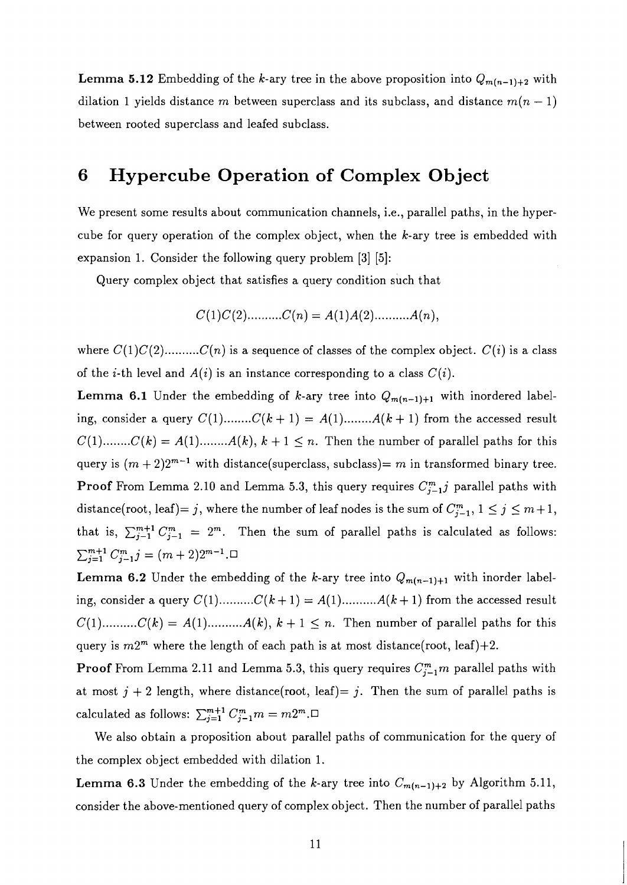**Lemma 5.12** Embedding of the $k$-ary tree in the above proposition into $Q_{m(n-1)+2}$ with dilation 1 yields distance $m$ between superclass and its subclass, and distance $m(n-1)$ between rooted superclass and leafed subclass.

# 6 Hypercube Operation of Complex Object

We present some results about communication channels, i.e., parallel paths, in the hypercube for query operation of the complex object, when the $k$-ary tree is embedded with expansion 1. Consider the following query problem [3] [5]:

Query complex object that satisfies a query condition such that

$$C(1)C(2)..........C(n) = A(1)A(2)..........A(n),$$

where $C(1)C(2)..........C(n)$ is a sequence of classes of the complex object. $C(i)$ is a class of the $i$-th level and $A(i)$ is an instance corresponding to a class $C(i)$.

**Lemma 6.1** Under the embedding of $k$-ary tree into $Q_{m(n-1)+1}$ with inordered labeling, consider a query $C(1)........C(k+1) = A(1)........A(k+1)$ from the accessed result $C(1)........C(k) = A(1)........A(k)$, $k+1 \leq n$. Then the number of parallel paths for this query is $(m+2)2^{m-1}$ with distance(superclass, subclass)$= m$ in transformed binary tree.

**Proof** From Lemma 2.10 and Lemma 5.3, this query requires $C^m_{j-1}j$ parallel paths with distance(root, leaf)$= j$, where the number of leaf nodes is the sum of $C^m_{j-1}$, $1 \leq j \leq m+1$, that is, $\sum_{j-1}^{m+1} C^m_{j-1} = 2^m$. Then the sum of parallel paths is calculated as follows: $\sum_{j=1}^{m+1} C^m_{j-1}j = (m+2)2^{m-1}$.□

**Lemma 6.2** Under the embedding of the $k$-ary tree into $Q_{m(n-1)+1}$ with inorder labeling, consider a query $C(1)..........C(k+1) = A(1)..........A(k+1)$ from the accessed result $C(1)..........C(k) = A(1)..........A(k)$, $k+1 \leq n$. Then number of parallel paths for this query is $m2^m$ where the length of each path is at most distance(root, leaf)+2.

**Proof** From Lemma 2.11 and Lemma 5.3, this query requires $C^m_{j-1}m$ parallel paths with at most $j+2$ length, where distance(root, leaf)$= j$. Then the sum of parallel paths is calculated as follows: $\sum_{j=1}^{m+1} C^m_{j-1}m = m2^m$.□

We also obtain a proposition about parallel paths of communication for the query of the complex object embedded with dilation 1.

**Lemma 6.3** Under the embedding of the $k$-ary tree into $C_{m(n-1)+2}$ by Algorithm 5.11, consider the above-mentioned query of complex object. Then the number of parallel paths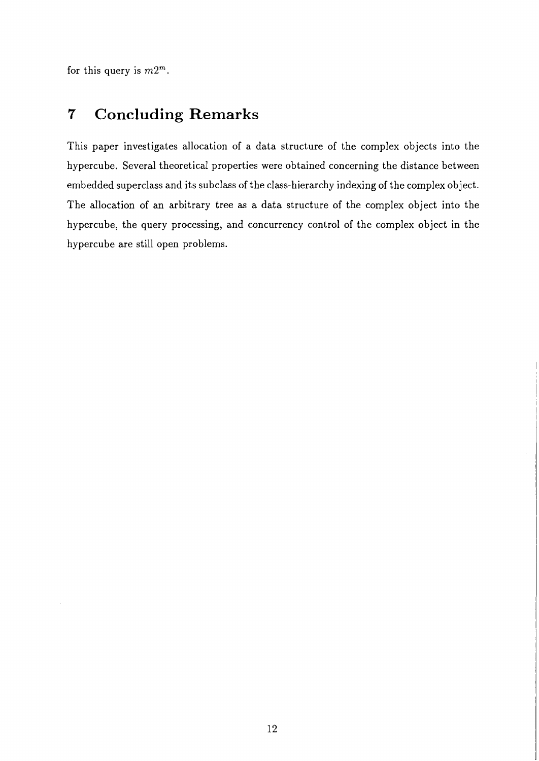for this query is $m2^m$.

## 7 Concluding Remarks

This paper investigates allocation of a data structure of the complex objects into the hypercube. Several theoretical properties were obtained concerning the distance between embedded superclass and its subclass of the class-hierarchy indexing of the complex object. The allocation of an arbitrary tree as a data structure of the complex object into the hypercube, the query processing, and concurrency control of the complex object in the hypercube are still open problems.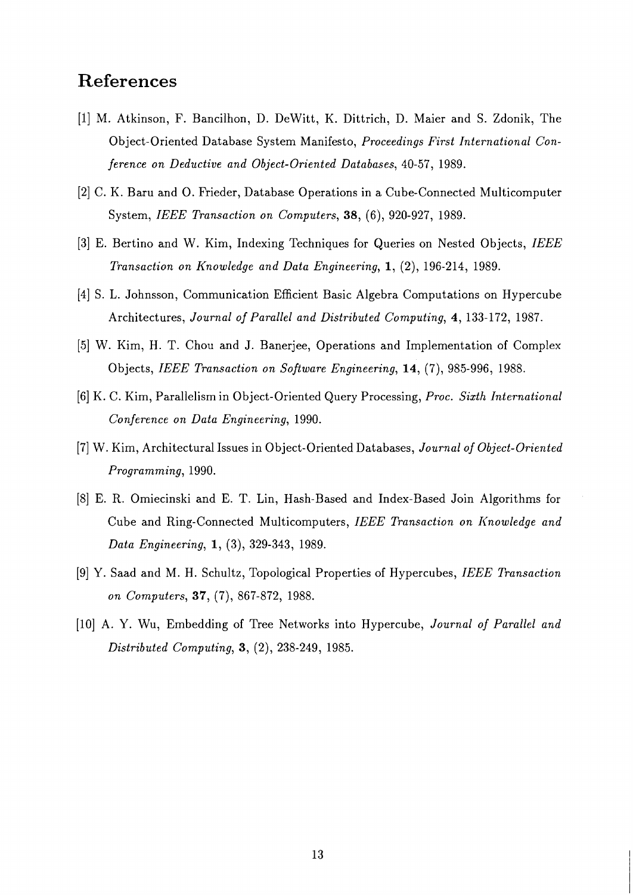## References

[1] M. Atkinson, F. Bancilhon, D. DeWitt, K. Dittrich, D. Maier and S. Zdonik, The Object-Oriented Database System Manifesto, *Proceedings First International Conference on Deductive and Object-Oriented Databases*, 40-57, 1989.

[2] C. K. Baru and O. Frieder, Database Operations in a Cube-Connected Multicomputer System, *IEEE Transaction on Computers*, **38**, (6), 920-927, 1989.

[3] E. Bertino and W. Kim, Indexing Techniques for Queries on Nested Objects, *IEEE Transaction on Knowledge and Data Engineering*, **1**, (2), 196-214, 1989.

[4] S. L. Johnsson, Communication Efficient Basic Algebra Computations on Hypercube Architectures, *Journal of Parallel and Distributed Computing*, **4**, 133-172, 1987.

[5] W. Kim, H. T. Chou and J. Banerjee, Operations and Implementation of Complex Objects, *IEEE Transaction on Software Engineering*, **14**, (7), 985-996, 1988.

[6] K. C. Kim, Parallelism in Object-Oriented Query Processing, *Proc. Sixth International Conference on Data Engineering*, 1990.

[7] W. Kim, Architectural Issues in Object-Oriented Databases, *Journal of Object-Oriented Programming*, 1990.

[8] E. R. Omiecinski and E. T. Lin, Hash-Based and Index-Based Join Algorithms for Cube and Ring-Connected Multicomputers, *IEEE Transaction on Knowledge and Data Engineering*, **1**, (3), 329-343, 1989.

[9] Y. Saad and M. H. Schultz, Topological Properties of Hypercubes, *IEEE Transaction on Computers*, **37**, (7), 867-872, 1988.

[10] A. Y. Wu, Embedding of Tree Networks into Hypercube, *Journal of Parallel and Distributed Computing*, **3**, (2), 238-249, 1985.